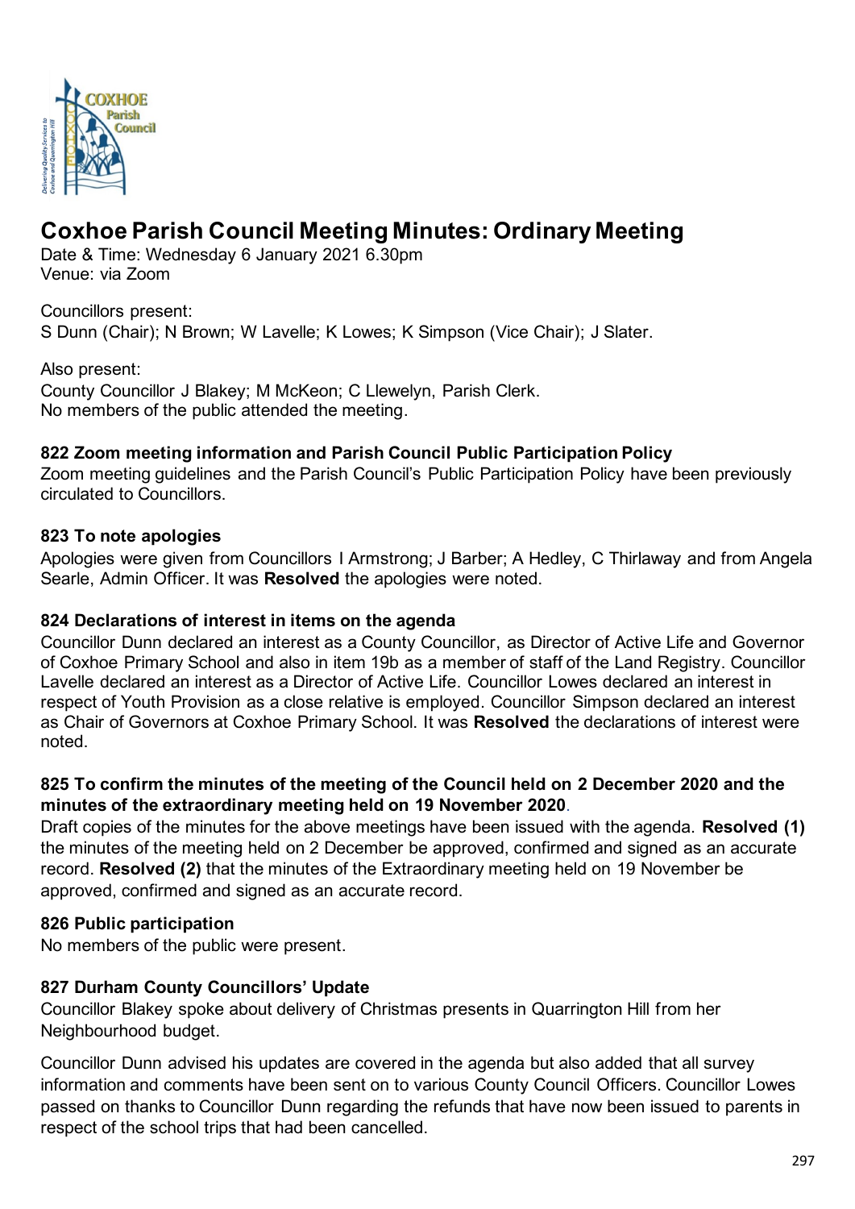# Coxhoe Parish Council Meeting Minutes: Ordinary Meeting

Date & Time: Wednesday 6 January 2021 6.30pm
Venue: via Zoom

Councillors present:
S Dunn (Chair); N Brown; W Lavelle; K Lowes; K Simpson (Vice Chair); J Slater.

Also present:
County Councillor J Blakey; M McKeon; C Llewelyn, Parish Clerk.
No members of the public attended the meeting.

### 822 Zoom meeting information and Parish Council Public Participation Policy

Zoom meeting guidelines and the Parish Council's Public Participation Policy have been previously circulated to Councillors.

### 823 To note apologies

Apologies were given from Councillors I Armstrong; J Barber; A Hedley, C Thirlaway and from Angela Searle, Admin Officer. It was **Resolved** the apologies were noted.

### 824 Declarations of interest in items on the agenda

Councillor Dunn declared an interest as a County Councillor, as Director of Active Life and Governor of Coxhoe Primary School and also in item 19b as a member of staff of the Land Registry. Councillor Lavelle declared an interest as a Director of Active Life. Councillor Lowes declared an interest in respect of Youth Provision as a close relative is employed. Councillor Simpson declared an interest as Chair of Governors at Coxhoe Primary School. It was **Resolved** the declarations of interest were noted.

### 825 To confirm the minutes of the meeting of the Council held on 2 December 2020 and the minutes of the extraordinary meeting held on 19 November 2020.

Draft copies of the minutes for the above meetings have been issued with the agenda. **Resolved (1)** the minutes of the meeting held on 2 December be approved, confirmed and signed as an accurate record. **Resolved (2)** that the minutes of the Extraordinary meeting held on 19 November be approved, confirmed and signed as an accurate record.

### 826 Public participation

No members of the public were present.

### 827 Durham County Councillors' Update

Councillor Blakey spoke about delivery of Christmas presents in Quarrington Hill from her Neighbourhood budget.

Councillor Dunn advised his updates are covered in the agenda but also added that all survey information and comments have been sent on to various County Council Officers. Councillor Lowes passed on thanks to Councillor Dunn regarding the refunds that have now been issued to parents in respect of the school trips that had been cancelled.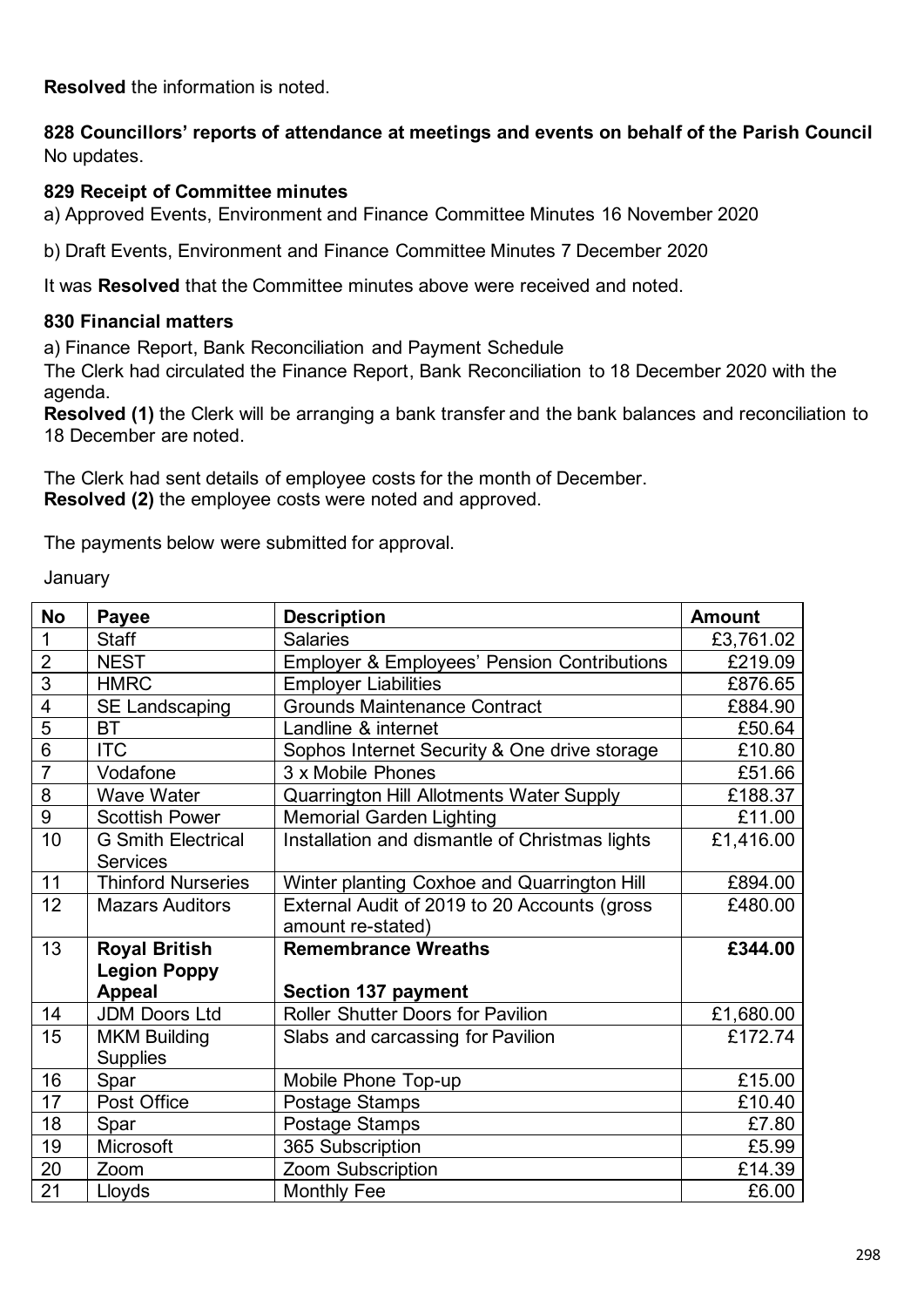**Resolved** the information is noted.

**828 Councillors' reports of attendance at meetings and events on behalf of the Parish Council**

No updates.

**829 Receipt of Committee minutes**

a) Approved Events, Environment and Finance Committee Minutes 16 November 2020

b) Draft Events, Environment and Finance Committee Minutes 7 December 2020

It was **Resolved** that the Committee minutes above were received and noted.

**830 Financial matters**

a) Finance Report, Bank Reconciliation and Payment Schedule

The Clerk had circulated the Finance Report, Bank Reconciliation to 18 December 2020 with the agenda.

**Resolved (1)** the Clerk will be arranging a bank transfer and the bank balances and reconciliation to 18 December are noted.

The Clerk had sent details of employee costs for the month of December.

**Resolved (2)** the employee costs were noted and approved.

The payments below were submitted for approval.

January

| No | Payee | Description | Amount |
|---|---|---|---|
| 1 | Staff | Salaries | £3,761.02 |
| 2 | NEST | Employer & Employees' Pension Contributions | £219.09 |
| 3 | HMRC | Employer Liabilities | £876.65 |
| 4 | SE Landscaping | Grounds Maintenance Contract | £884.90 |
| 5 | BT | Landline & internet | £50.64 |
| 6 | ITC | Sophos Internet Security & One drive storage | £10.80 |
| 7 | Vodafone | 3 x Mobile Phones | £51.66 |
| 8 | Wave Water | Quarrington Hill Allotments Water Supply | £188.37 |
| 9 | Scottish Power | Memorial Garden Lighting | £11.00 |
| 10 | G Smith Electrical Services | Installation and dismantle of Christmas lights | £1,416.00 |
| 11 | Thinford Nurseries | Winter planting Coxhoe and Quarrington Hill | £894.00 |
| 12 | Mazars Auditors | External Audit of 2019 to 20 Accounts (gross amount re-stated) | £480.00 |
| 13 | **Royal British Legion Poppy Appeal** | **Remembrance Wreaths Section 137 payment** | **£344.00** |
| 14 | JDM Doors Ltd | Roller Shutter Doors for Pavilion | £1,680.00 |
| 15 | MKM Building Supplies | Slabs and carcassing for Pavilion | £172.74 |
| 16 | Spar | Mobile Phone Top-up | £15.00 |
| 17 | Post Office | Postage Stamps | £10.40 |
| 18 | Spar | Postage Stamps | £7.80 |
| 19 | Microsoft | 365 Subscription | £5.99 |
| 20 | Zoom | Zoom Subscription | £14.39 |
| 21 | Lloyds | Monthly Fee | £6.00 |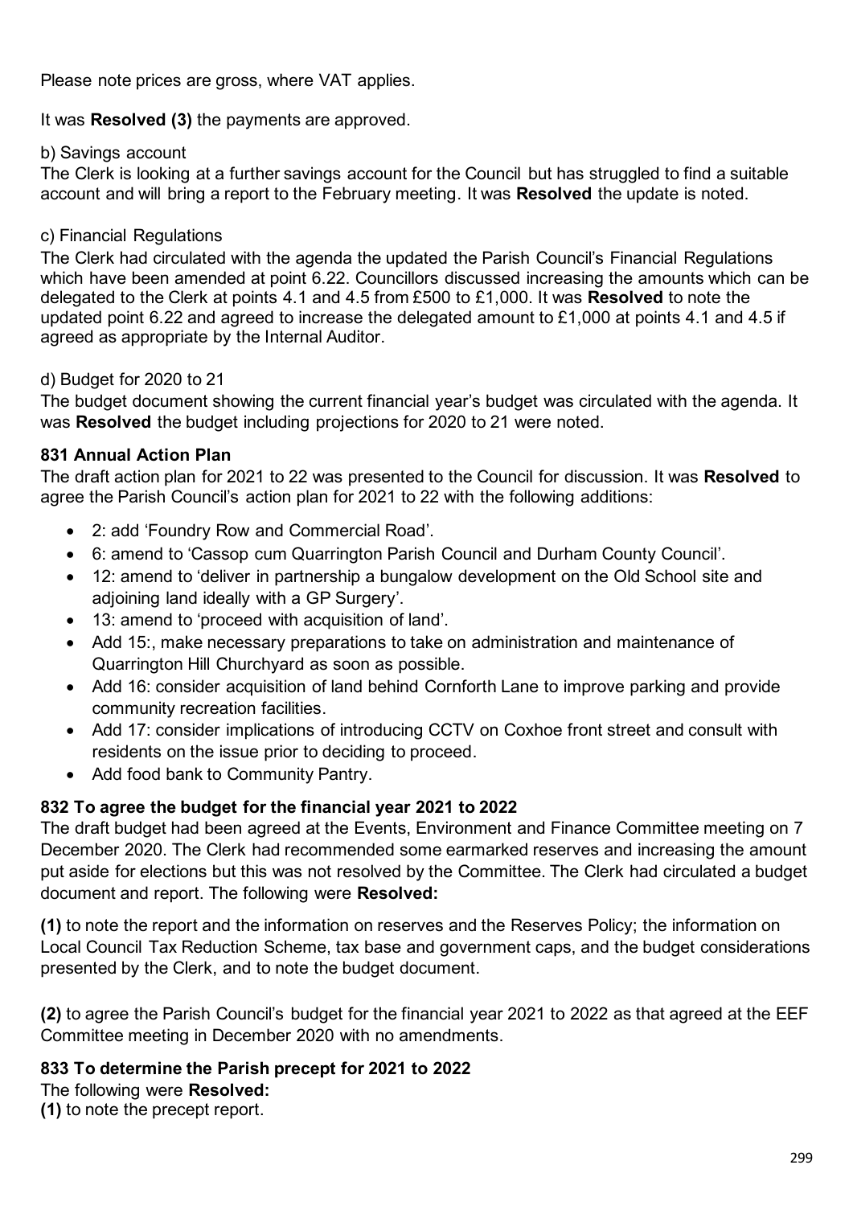Please note prices are gross, where VAT applies.

It was **Resolved (3)** the payments are approved.

b) Savings account

The Clerk is looking at a further savings account for the Council but has struggled to find a suitable account and will bring a report to the February meeting. It was **Resolved** the update is noted.

c) Financial Regulations

The Clerk had circulated with the agenda the updated the Parish Council's Financial Regulations which have been amended at point 6.22. Councillors discussed increasing the amounts which can be delegated to the Clerk at points 4.1 and 4.5 from £500 to £1,000. It was **Resolved** to note the updated point 6.22 and agreed to increase the delegated amount to £1,000 at points 4.1 and 4.5 if agreed as appropriate by the Internal Auditor.

d) Budget for 2020 to 21

The budget document showing the current financial year's budget was circulated with the agenda. It was **Resolved** the budget including projections for 2020 to 21 were noted.

**831 Annual Action Plan**

The draft action plan for 2021 to 22 was presented to the Council for discussion. It was **Resolved** to agree the Parish Council's action plan for 2021 to 22 with the following additions:

- 2: add 'Foundry Row and Commercial Road'.
- 6: amend to 'Cassop cum Quarrington Parish Council and Durham County Council'.
- 12: amend to 'deliver in partnership a bungalow development on the Old School site and adjoining land ideally with a GP Surgery'.
- 13: amend to 'proceed with acquisition of land'.
- Add 15:, make necessary preparations to take on administration and maintenance of Quarrington Hill Churchyard as soon as possible.
- Add 16: consider acquisition of land behind Cornforth Lane to improve parking and provide community recreation facilities.
- Add 17: consider implications of introducing CCTV on Coxhoe front street and consult with residents on the issue prior to deciding to proceed.
- Add food bank to Community Pantry.

**832 To agree the budget for the financial year 2021 to 2022**

The draft budget had been agreed at the Events, Environment and Finance Committee meeting on 7 December 2020. The Clerk had recommended some earmarked reserves and increasing the amount put aside for elections but this was not resolved by the Committee. The Clerk had circulated a budget document and report. The following were **Resolved:**

**(1)** to note the report and the information on reserves and the Reserves Policy; the information on Local Council Tax Reduction Scheme, tax base and government caps, and the budget considerations presented by the Clerk, and to note the budget document.

**(2)** to agree the Parish Council's budget for the financial year 2021 to 2022 as that agreed at the EEF Committee meeting in December 2020 with no amendments.

**833 To determine the Parish precept for 2021 to 2022**

The following were **Resolved:**

**(1)** to note the precept report.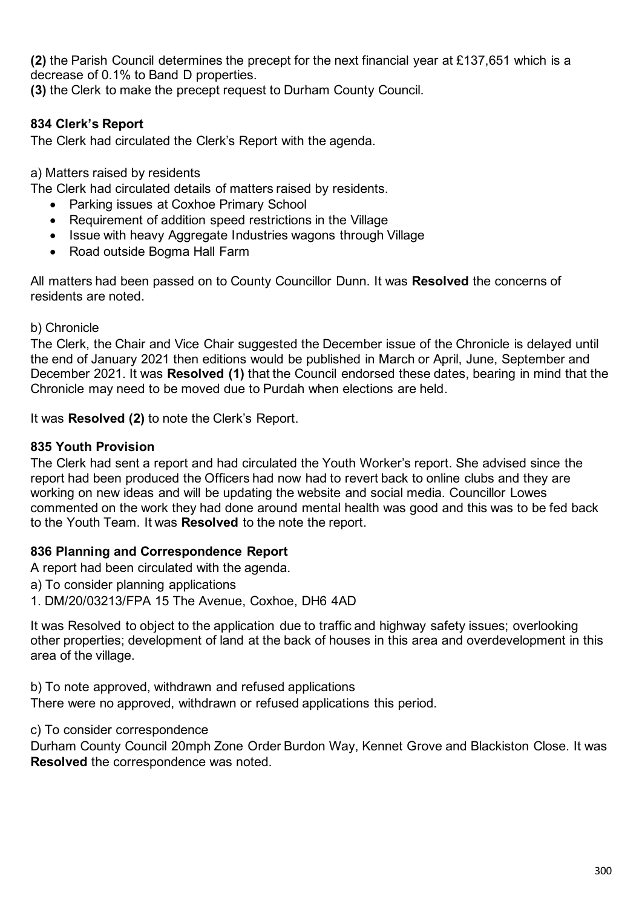**(2)** the Parish Council determines the precept for the next financial year at £137,651 which is a decrease of 0.1% to Band D properties.
**(3)** the Clerk to make the precept request to Durham County Council.

### 834 Clerk's Report

The Clerk had circulated the Clerk's Report with the agenda.

a) Matters raised by residents

The Clerk had circulated details of matters raised by residents.

- Parking issues at Coxhoe Primary School
- Requirement of addition speed restrictions in the Village
- Issue with heavy Aggregate Industries wagons through Village
- Road outside Bogma Hall Farm

All matters had been passed on to County Councillor Dunn. It was **Resolved** the concerns of residents are noted.

b) Chronicle

The Clerk, the Chair and Vice Chair suggested the December issue of the Chronicle is delayed until the end of January 2021 then editions would be published in March or April, June, September and December 2021. It was **Resolved (1)** that the Council endorsed these dates, bearing in mind that the Chronicle may need to be moved due to Purdah when elections are held.

It was **Resolved (2)** to note the Clerk's Report.

### 835 Youth Provision

The Clerk had sent a report and had circulated the Youth Worker's report. She advised since the report had been produced the Officers had now had to revert back to online clubs and they are working on new ideas and will be updating the website and social media. Councillor Lowes commented on the work they had done around mental health was good and this was to be fed back to the Youth Team. It was **Resolved** to the note the report.

### 836 Planning and Correspondence Report

A report had been circulated with the agenda.

a) To consider planning applications

1. DM/20/03213/FPA 15 The Avenue, Coxhoe, DH6 4AD

It was Resolved to object to the application due to traffic and highway safety issues; overlooking other properties; development of land at the back of houses in this area and overdevelopment in this area of the village.

b) To note approved, withdrawn and refused applications

There were no approved, withdrawn or refused applications this period.

c) To consider correspondence

Durham County Council 20mph Zone Order Burdon Way, Kennet Grove and Blackiston Close. It was **Resolved** the correspondence was noted.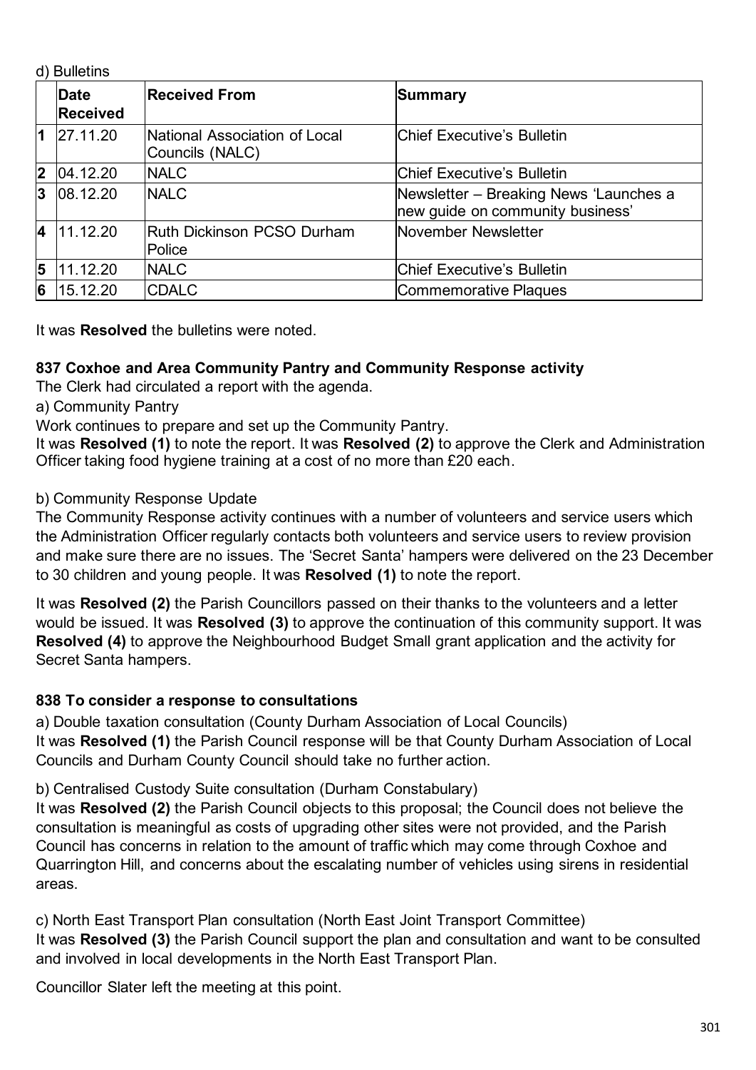d) Bulletins

| | **Date Received** | **Received From** | **Summary** |
|---|---|---|---|
| **1** | 27.11.20 | National Association of Local Councils (NALC) | Chief Executive's Bulletin |
| **2** | 04.12.20 | NALC | Chief Executive's Bulletin |
| **3** | 08.12.20 | NALC | Newsletter – Breaking News 'Launches a new guide on community business' |
| **4** | 11.12.20 | Ruth Dickinson PCSO Durham Police | November Newsletter |
| **5** | 11.12.20 | NALC | Chief Executive's Bulletin |
| **6** | 15.12.20 | CDALC | Commemorative Plaques |

It was **Resolved** the bulletins were noted.

### 837 Coxhoe and Area Community Pantry and Community Response activity

The Clerk had circulated a report with the agenda.

a) Community Pantry

Work continues to prepare and set up the Community Pantry.

It was **Resolved (1)** to note the report. It was **Resolved (2)** to approve the Clerk and Administration Officer taking food hygiene training at a cost of no more than £20 each.

b) Community Response Update

The Community Response activity continues with a number of volunteers and service users which the Administration Officer regularly contacts both volunteers and service users to review provision and make sure there are no issues. The 'Secret Santa' hampers were delivered on the 23 December to 30 children and young people. It was **Resolved (1)** to note the report.

It was **Resolved (2)** the Parish Councillors passed on their thanks to the volunteers and a letter would be issued. It was **Resolved (3)** to approve the continuation of this community support. It was **Resolved (4)** to approve the Neighbourhood Budget Small grant application and the activity for Secret Santa hampers.

### 838 To consider a response to consultations

a) Double taxation consultation (County Durham Association of Local Councils)

It was **Resolved (1)** the Parish Council response will be that County Durham Association of Local Councils and Durham County Council should take no further action.

b) Centralised Custody Suite consultation (Durham Constabulary)

It was **Resolved (2)** the Parish Council objects to this proposal; the Council does not believe the consultation is meaningful as costs of upgrading other sites were not provided, and the Parish Council has concerns in relation to the amount of traffic which may come through Coxhoe and Quarrington Hill, and concerns about the escalating number of vehicles using sirens in residential areas.

c) North East Transport Plan consultation (North East Joint Transport Committee)

It was **Resolved (3)** the Parish Council support the plan and consultation and want to be consulted and involved in local developments in the North East Transport Plan.

Councillor Slater left the meeting at this point.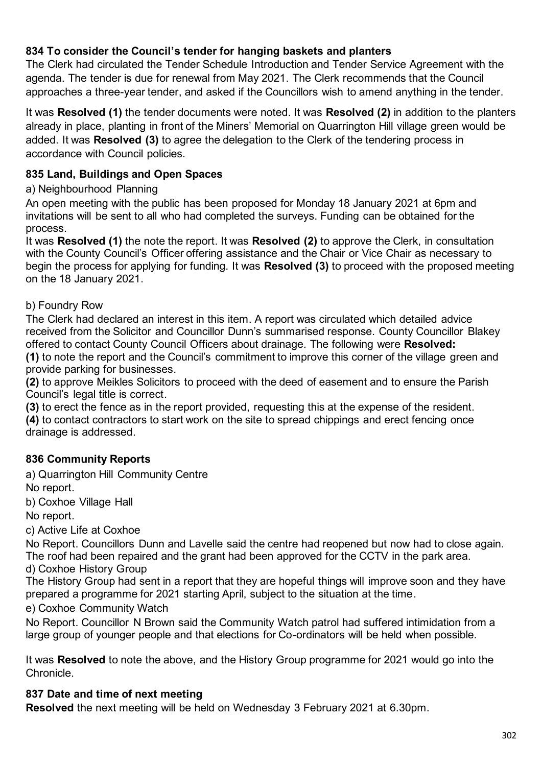### 834 To consider the Council's tender for hanging baskets and planters

The Clerk had circulated the Tender Schedule Introduction and Tender Service Agreement with the agenda. The tender is due for renewal from May 2021. The Clerk recommends that the Council approaches a three-year tender, and asked if the Councillors wish to amend anything in the tender.

It was **Resolved (1)** the tender documents were noted. It was **Resolved (2)** in addition to the planters already in place, planting in front of the Miners' Memorial on Quarrington Hill village green would be added. It was **Resolved (3)** to agree the delegation to the Clerk of the tendering process in accordance with Council policies.

### 835 Land, Buildings and Open Spaces

a) Neighbourhood Planning

An open meeting with the public has been proposed for Monday 18 January 2021 at 6pm and invitations will be sent to all who had completed the surveys. Funding can be obtained for the process.

It was **Resolved (1)** the note the report. It was **Resolved (2)** to approve the Clerk, in consultation with the County Council's Officer offering assistance and the Chair or Vice Chair as necessary to begin the process for applying for funding. It was **Resolved (3)** to proceed with the proposed meeting on the 18 January 2021.

b) Foundry Row

The Clerk had declared an interest in this item. A report was circulated which detailed advice received from the Solicitor and Councillor Dunn's summarised response. County Councillor Blakey offered to contact County Council Officers about drainage. The following were **Resolved:**

**(1)** to note the report and the Council's commitment to improve this corner of the village green and provide parking for businesses.

**(2)** to approve Meikles Solicitors to proceed with the deed of easement and to ensure the Parish Council's legal title is correct.

**(3)** to erect the fence as in the report provided, requesting this at the expense of the resident.

**(4)** to contact contractors to start work on the site to spread chippings and erect fencing once drainage is addressed.

### 836 Community Reports

a) Quarrington Hill Community Centre

No report.

b) Coxhoe Village Hall

No report.

c) Active Life at Coxhoe

No Report. Councillors Dunn and Lavelle said the centre had reopened but now had to close again. The roof had been repaired and the grant had been approved for the CCTV in the park area.

d) Coxhoe History Group

The History Group had sent in a report that they are hopeful things will improve soon and they have prepared a programme for 2021 starting April, subject to the situation at the time.

e) Coxhoe Community Watch

No Report. Councillor N Brown said the Community Watch patrol had suffered intimidation from a large group of younger people and that elections for Co-ordinators will be held when possible.

It was **Resolved** to note the above, and the History Group programme for 2021 would go into the Chronicle.

### 837 Date and time of next meeting

**Resolved** the next meeting will be held on Wednesday 3 February 2021 at 6.30pm.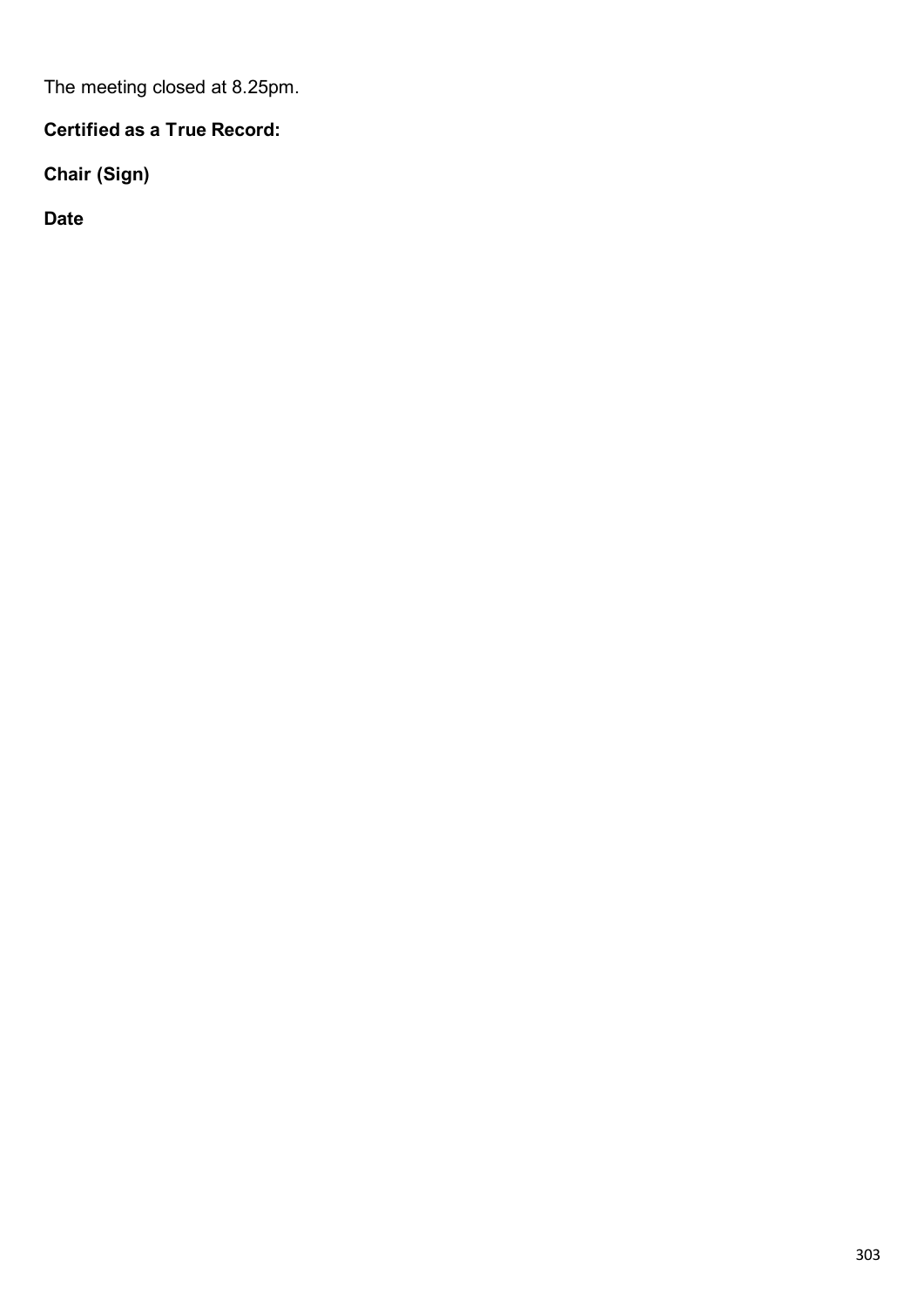The meeting closed at 8.25pm.

**Certified as a True Record:**

**Chair (Sign)**

**Date**